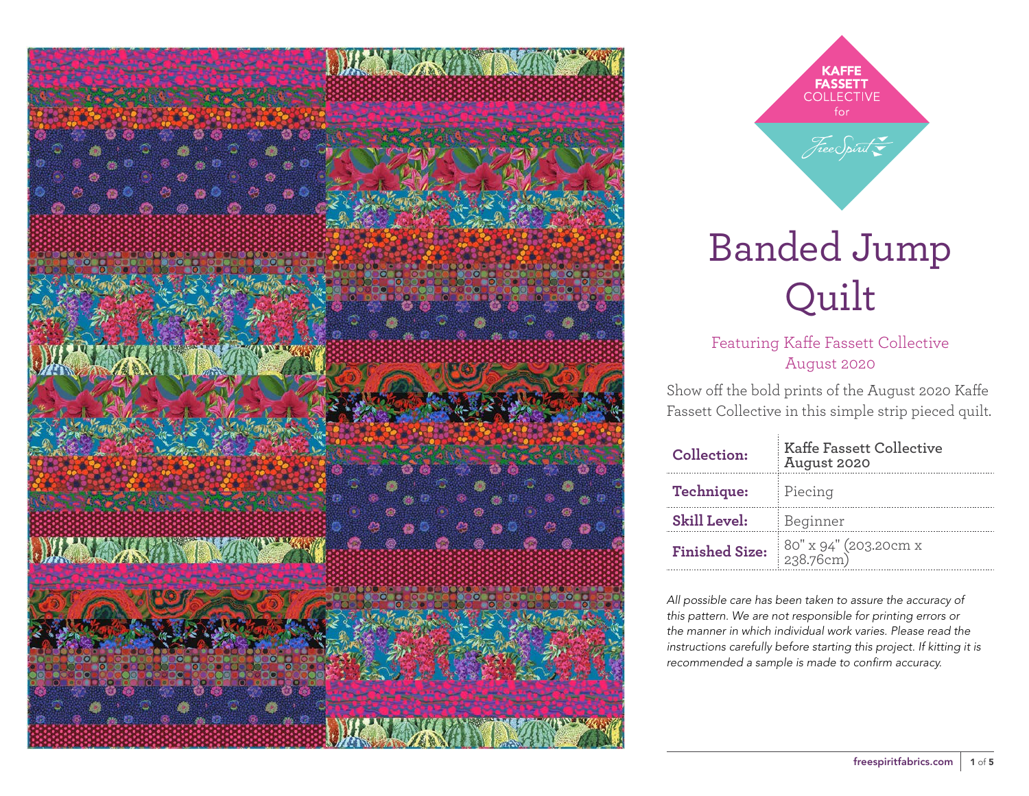KAFFE FASSETT COLLECTIVE for FreeSpirit

# Banded Jump Quilt

## Featuring Kaffe Fassett Collective August 2020

Show off the bold prints of the August 2020 Kaffe Fassett Collective in this simple strip pieced quilt.

| | |
|---|---|
| **Collection:** | **Kaffe Fassett Collective August 2020** |
| **Technique:** | Piecing |
| **Skill Level:** | Beginner |
| **Finished Size:** | 80" x 94" (203.20cm x 238.76cm) |

*All possible care has been taken to assure the accuracy of this pattern. We are not responsible for printing errors or the manner in which individual work varies. Please read the instructions carefully before starting this project. If kitting it is recommended a sample is made to confirm accuracy.*

freespiritfabrics.com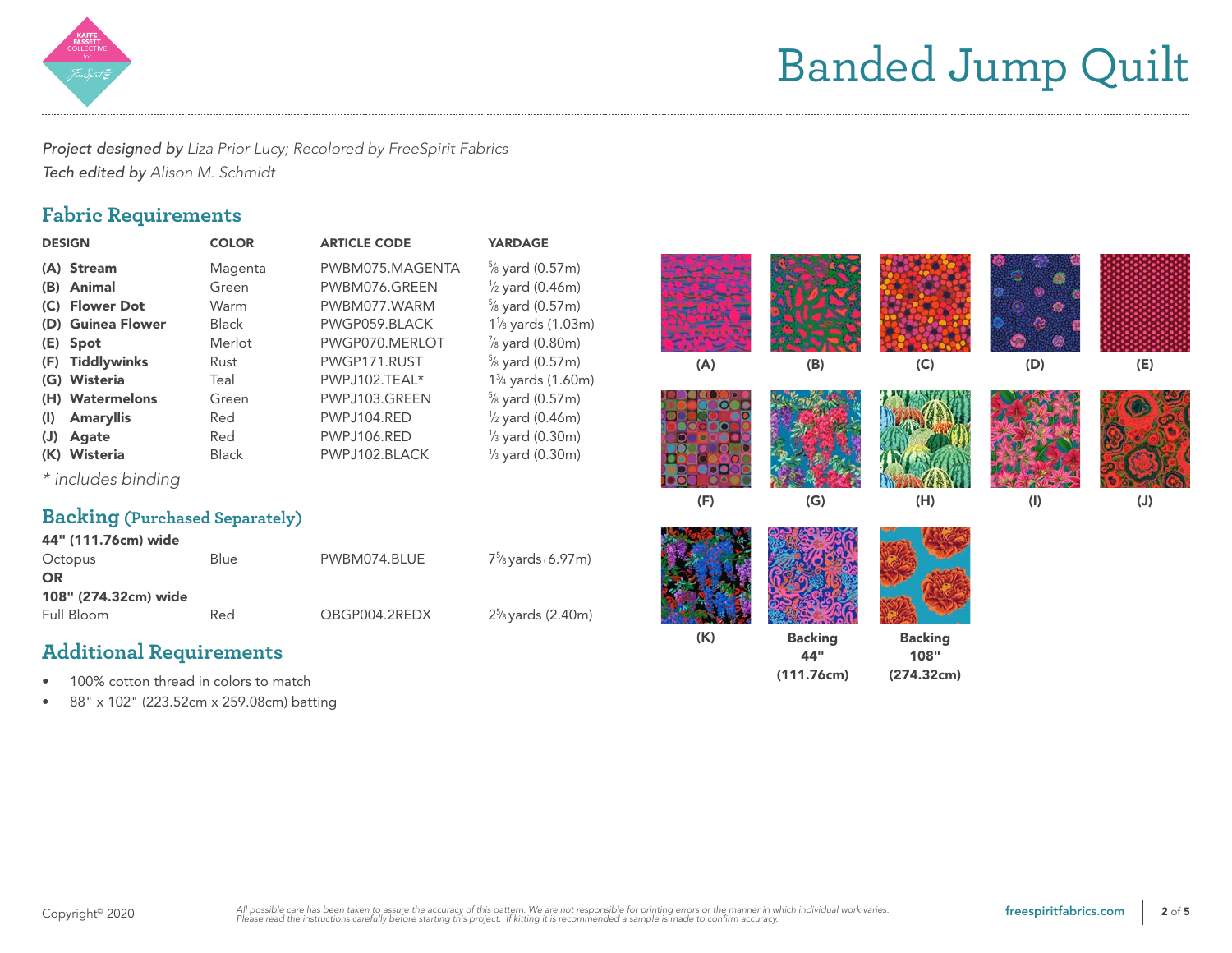# Banded Jump Quilt

*Project designed by* *Liza Prior Lucy; Recolored by FreeSpirit Fabrics*
*Tech edited by* *Alison M. Schmidt*

## Fabric Requirements

| DESIGN | COLOR | ARTICLE CODE | YARDAGE |
|---|---|---|---|
| **(A) Stream** | Magenta | PWBM075.MAGENTA | 5/8 yard (0.57m) |
| **(B) Animal** | Green | PWBM076.GREEN | 1/2 yard (0.46m) |
| **(C) Flower Dot** | Warm | PWBM077.WARM | 5/8 yard (0.57m) |
| **(D) Guinea Flower** | Black | PWGP059.BLACK | 1 1/8 yards (1.03m) |
| **(E) Spot** | Merlot | PWGP070.MERLOT | 7/8 yard (0.80m) |
| **(F) Tiddlywinks** | Rust | PWGP171.RUST | 5/8 yard (0.57m) |
| **(G) Wisteria** | Teal | PWPJ102.TEAL* | 1 3/4 yards (1.60m) |
| **(H) Watermelons** | Green | PWPJ103.GREEN | 5/8 yard (0.57m) |
| **(I) Amaryllis** | Red | PWPJ104.RED | 1/2 yard (0.46m) |
| **(J) Agate** | Red | PWPJ106.RED | 1/3 yard (0.30m) |
| **(K) Wisteria** | Black | PWPJ102.BLACK | 1/3 yard (0.30m) |

*\* includes binding*

## Backing (Purchased Separately)

**44" (111.76cm) wide**

| | | | |
|---|---|---|---|
| Octopus | Blue | PWBM074.BLUE | 7 5/8 yards (6.97m) |

**OR**

**108" (274.32cm) wide**

| | | | |
|---|---|---|---|
| Full Bloom | Red | QBGP004.2REDX | 2 5/8 yards (2.40m) |

## Additional Requirements

- 100% cotton thread in colors to match
- 88" x 102" (223.52cm x 259.08cm) batting

(A) (B) (C) (D) (E)

(F) (G) (H) (I) (J)

(K) **Backing 44" (111.76cm)** **Backing 108" (274.32cm)**

Copyright© 2020

*All possible care has been taken to assure the accuracy of this pattern. We are not responsible for printing errors or the manner in which individual work varies. Please read the instructions carefully before starting this project. If kitting it is recommended a sample is made to confirm accuracy.*

freespiritfabrics.com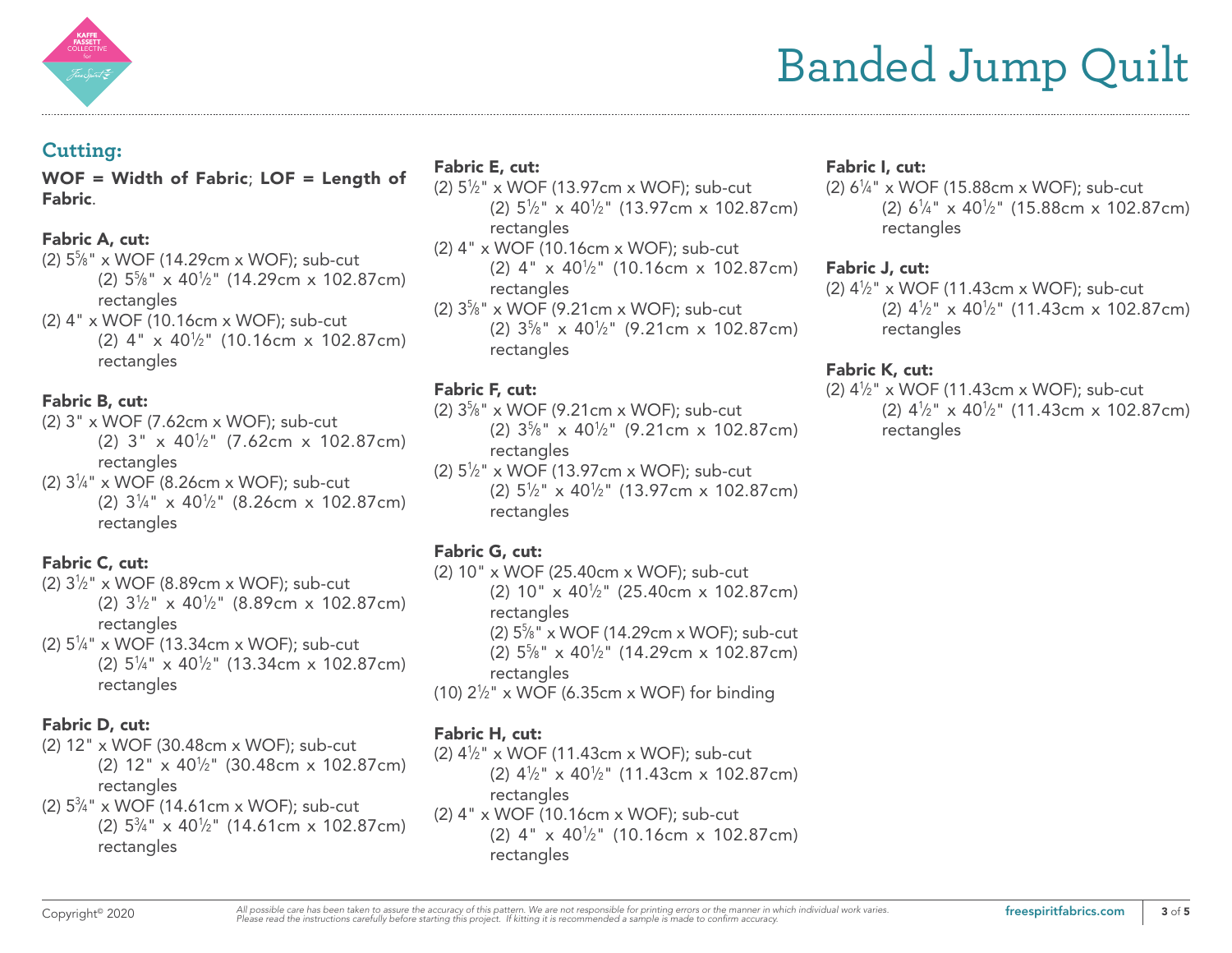# Banded Jump Quilt

## Cutting:

**WOF = Width of Fabric**; **LOF = Length of Fabric**.

**Fabric A, cut:**

(2) 5⅝" x WOF (14.29cm x WOF); sub-cut
    (2) 5⅝" x 40½" (14.29cm x 102.87cm) rectangles
(2) 4" x WOF (10.16cm x WOF); sub-cut
    (2) 4" x 40½" (10.16cm x 102.87cm) rectangles

**Fabric B, cut:**

(2) 3" x WOF (7.62cm x WOF); sub-cut
    (2) 3" x 40½" (7.62cm x 102.87cm) rectangles
(2) 3¼" x WOF (8.26cm x WOF); sub-cut
    (2) 3¼" x 40½" (8.26cm x 102.87cm) rectangles

**Fabric C, cut:**

(2) 3½" x WOF (8.89cm x WOF); sub-cut
    (2) 3½" x 40½" (8.89cm x 102.87cm) rectangles
(2) 5¼" x WOF (13.34cm x WOF); sub-cut
    (2) 5¼" x 40½" (13.34cm x 102.87cm) rectangles

**Fabric D, cut:**

(2) 12" x WOF (30.48cm x WOF); sub-cut
    (2) 12" x 40½" (30.48cm x 102.87cm) rectangles
(2) 5¾" x WOF (14.61cm x WOF); sub-cut
    (2) 5¾" x 40½" (14.61cm x 102.87cm) rectangles

**Fabric E, cut:**

(2) 5½" x WOF (13.97cm x WOF); sub-cut
    (2) 5½" x 40½" (13.97cm x 102.87cm) rectangles
(2) 4" x WOF (10.16cm x WOF); sub-cut
    (2) 4" x 40½" (10.16cm x 102.87cm) rectangles
(2) 3⅝" x WOF (9.21cm x WOF); sub-cut
    (2) 3⅝" x 40½" (9.21cm x 102.87cm) rectangles

**Fabric F, cut:**

(2) 3⅝" x WOF (9.21cm x WOF); sub-cut
    (2) 3⅝" x 40½" (9.21cm x 102.87cm) rectangles
(2) 5½" x WOF (13.97cm x WOF); sub-cut
    (2) 5½" x 40½" (13.97cm x 102.87cm) rectangles

**Fabric G, cut:**

(2) 10" x WOF (25.40cm x WOF); sub-cut
    (2) 10" x 40½" (25.40cm x 102.87cm) rectangles
    (2) 5⅝" x WOF (14.29cm x WOF); sub-cut
    (2) 5⅝" x 40½" (14.29cm x 102.87cm) rectangles
(10) 2½" x WOF (6.35cm x WOF) for binding

**Fabric H, cut:**

(2) 4½" x WOF (11.43cm x WOF); sub-cut
    (2) 4½" x 40½" (11.43cm x 102.87cm) rectangles
(2) 4" x WOF (10.16cm x WOF); sub-cut
    (2) 4" x 40½" (10.16cm x 102.87cm) rectangles

**Fabric I, cut:**

(2) 6¼" x WOF (15.88cm x WOF); sub-cut
    (2) 6¼" x 40½" (15.88cm x 102.87cm) rectangles

**Fabric J, cut:**

(2) 4½" x WOF (11.43cm x WOF); sub-cut
    (2) 4½" x 40½" (11.43cm x 102.87cm) rectangles

**Fabric K, cut:**

(2) 4½" x WOF (11.43cm x WOF); sub-cut
    (2) 4½" x 40½" (11.43cm x 102.87cm) rectangles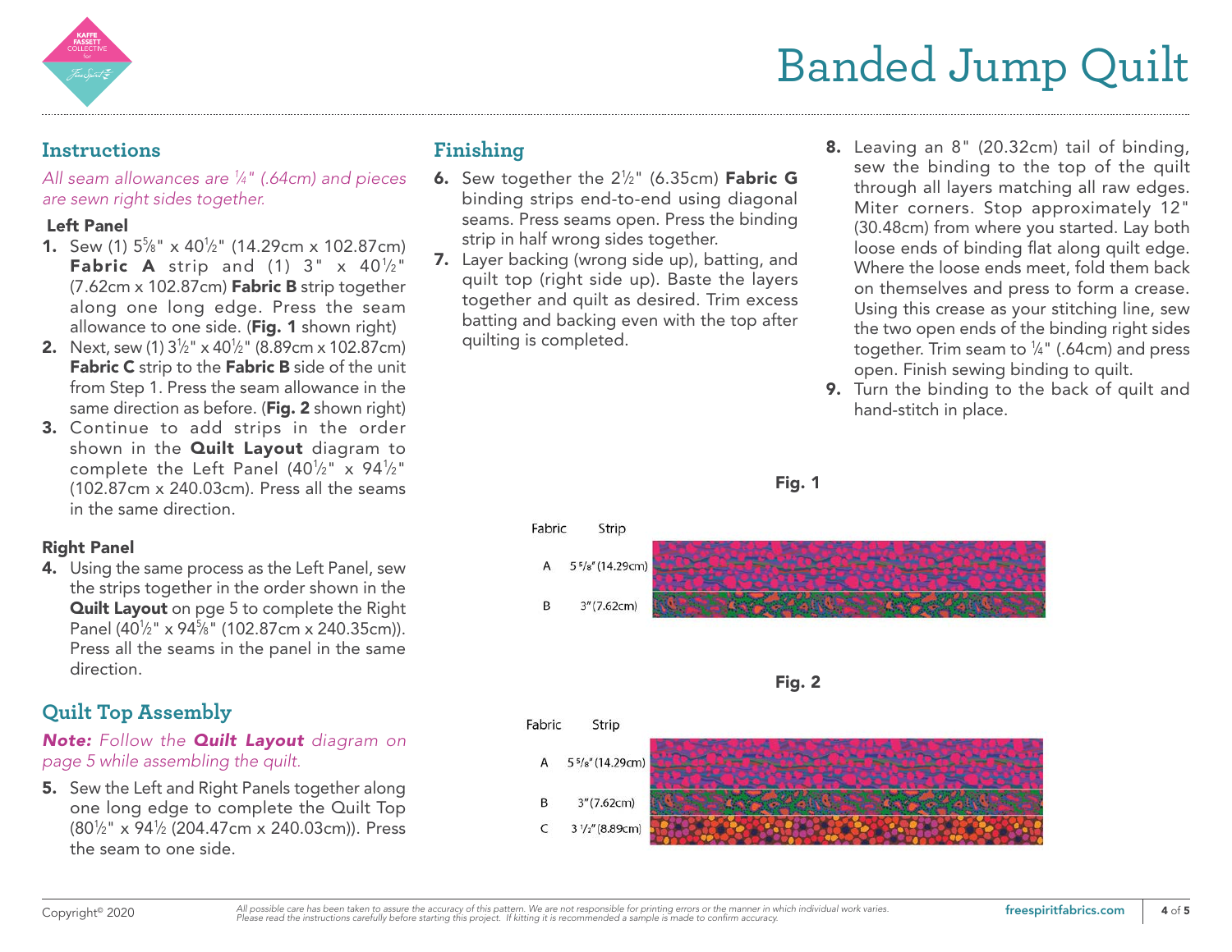# Banded Jump Quilt

## Instructions

*All seam allowances are ¼" (.64cm) and pieces are sewn right sides together.*

### Left Panel

1. Sew (1) 5⅝" x 40½" (14.29cm x 102.87cm) **Fabric A** strip and (1) 3" x 40½" (7.62cm x 102.87cm) **Fabric B** strip together along one long edge. Press the seam allowance to one side. (**Fig. 1** shown right)
2. Next, sew (1) 3½" x 40½" (8.89cm x 102.87cm) **Fabric C** strip to the **Fabric B** side of the unit from Step 1. Press the seam allowance in the same direction as before. (**Fig. 2** shown right)
3. Continue to add strips in the order shown in the **Quilt Layout** diagram to complete the Left Panel (40½" x 94½" (102.87cm x 240.03cm). Press all the seams in the same direction.

### Right Panel

4. Using the same process as the Left Panel, sew the strips together in the order shown in the **Quilt Layout** on pge 5 to complete the Right Panel (40½" x 94⅝" (102.87cm x 240.35cm)). Press all the seams in the panel in the same direction.

## Quilt Top Assembly

***Note:** Follow the **Quilt Layout** diagram on page 5 while assembling the quilt.*

5. Sew the Left and Right Panels together along one long edge to complete the Quilt Top (80½" x 94½ (204.47cm x 240.03cm)). Press the seam to one side.

## Finishing

6. Sew together the 2½" (6.35cm) **Fabric G** binding strips end-to-end using diagonal seams. Press seams open. Press the binding strip in half wrong sides together.
7. Layer backing (wrong side up), batting, and quilt top (right side up). Baste the layers together and quilt as desired. Trim excess batting and backing even with the top after quilting is completed.
8. Leaving an 8" (20.32cm) tail of binding, sew the binding to the top of the quilt through all layers matching all raw edges. Miter corners. Stop approximately 12" (30.48cm) from where you started. Lay both loose ends of binding flat along quilt edge. Where the loose ends meet, fold them back on themselves and press to form a crease. Using this crease as your stitching line, sew the two open ends of the binding right sides together. Trim seam to ¼" (.64cm) and press open. Finish sewing binding to quilt.
9. Turn the binding to the back of quilt and hand-stitch in place.

**Fig. 1**

| Fabric | Strip |
|---|---|
| A | 5 ⅝" (14.29cm) |
| B | 3" (7.62cm) |

**Fig. 2**

| Fabric | Strip |
|---|---|
| A | 5 ⅝" (14.29cm) |
| B | 3" (7.62cm) |
| C | 3 ½" (8.89cm) |

Copyright© 2020

*All possible care has been taken to assure the accuracy of this pattern. We are not responsible for printing errors or the manner in which individual work varies. Please read the instructions carefully before starting this project. If kitting it is recommended a sample is made to confirm accuracy.*

freespiritfabrics.com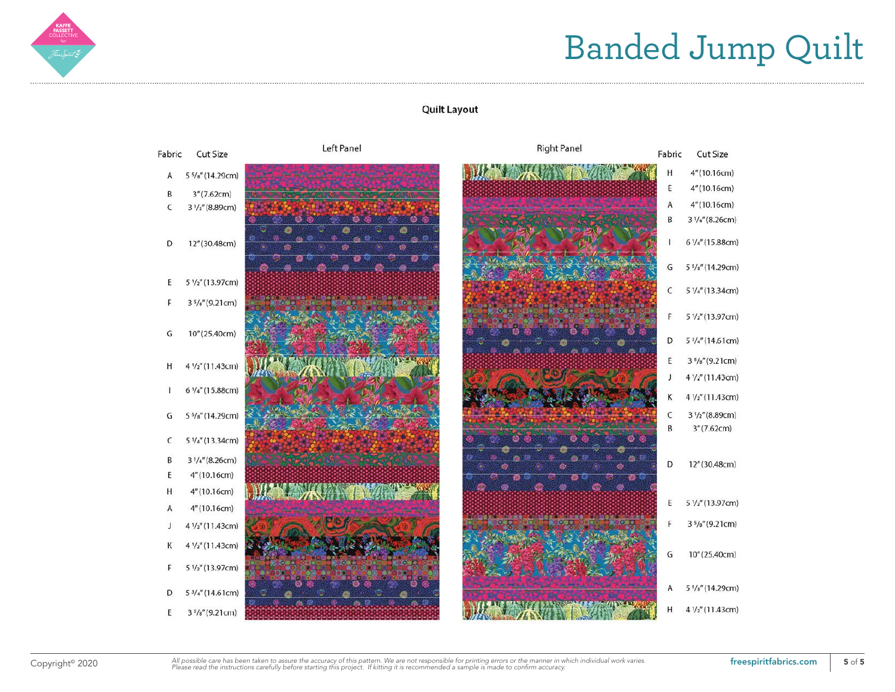# Banded Jump Quilt

**Quilt Layout**

**Left Panel**

| Fabric | Cut Size |
|---|---|
| A | 5 5/8" (14.29cm) |
| B | 3" (7.62cm) |
| C | 3 1/2" (8.89cm) |
| D | 12" (30.48cm) |
| E | 5 1/2" (13.97cm) |
| F | 3 5/8" (9.21cm) |
| G | 10" (25.40cm) |
| H | 4 1/2" (11.43cm) |
| I | 6 1/4" (15.88cm) |
| G | 5 5/8" (14.29cm) |
| C | 5 1/4" (13.34cm) |
| B | 3 1/4" (8.26cm) |
| E | 4" (10.16cm) |
| H | 4" (10.16cm) |
| A | 4" (10.16cm) |
| J | 4 1/2" (11.43cm) |
| K | 4 1/2" (11.43cm) |
| F | 5 1/2" (13.97cm) |
| D | 5 3/4" (14.61cm) |
| E | 3 5/8" (9.21cm) |

**Right Panel**

| Fabric | Cut Size |
|---|---|
| H | 4" (10.16cm) |
| E | 4" (10.16cm) |
| A | 4" (10.16cm) |
| B | 3 1/4" (8.26cm) |
| I | 6 1/4" (15.88cm) |
| G | 5 5/8" (14.29cm) |
| C | 5 1/4" (13.34cm) |
| F | 5 1/2" (13.97cm) |
| D | 5 3/4" (14.61cm) |
| E | 3 5/8" (9.21cm) |
| J | 4 1/2" (11.43cm) |
| K | 4 1/2" (11.43cm) |
| C | 3 1/2" (8.89cm) |
| B | 3" (7.62cm) |
| D | 12" (30.48cm) |
| E | 5 1/2" (13.97cm) |
| F | 3 5/8" (9.21cm) |
| G | 10" (25.40cm) |
| A | 5 5/8" (14.29cm) |
| H | 4 1/2" (11.43cm) |

Copyright© 2020

*All possible care has been taken to assure the accuracy of this pattern. We are not responsible for printing errors or the manner in which individual work varies. Please read the instructions carefully before starting this project. If kitting it is recommended a sample is made to confirm accuracy.*

**freespiritfabrics.com**